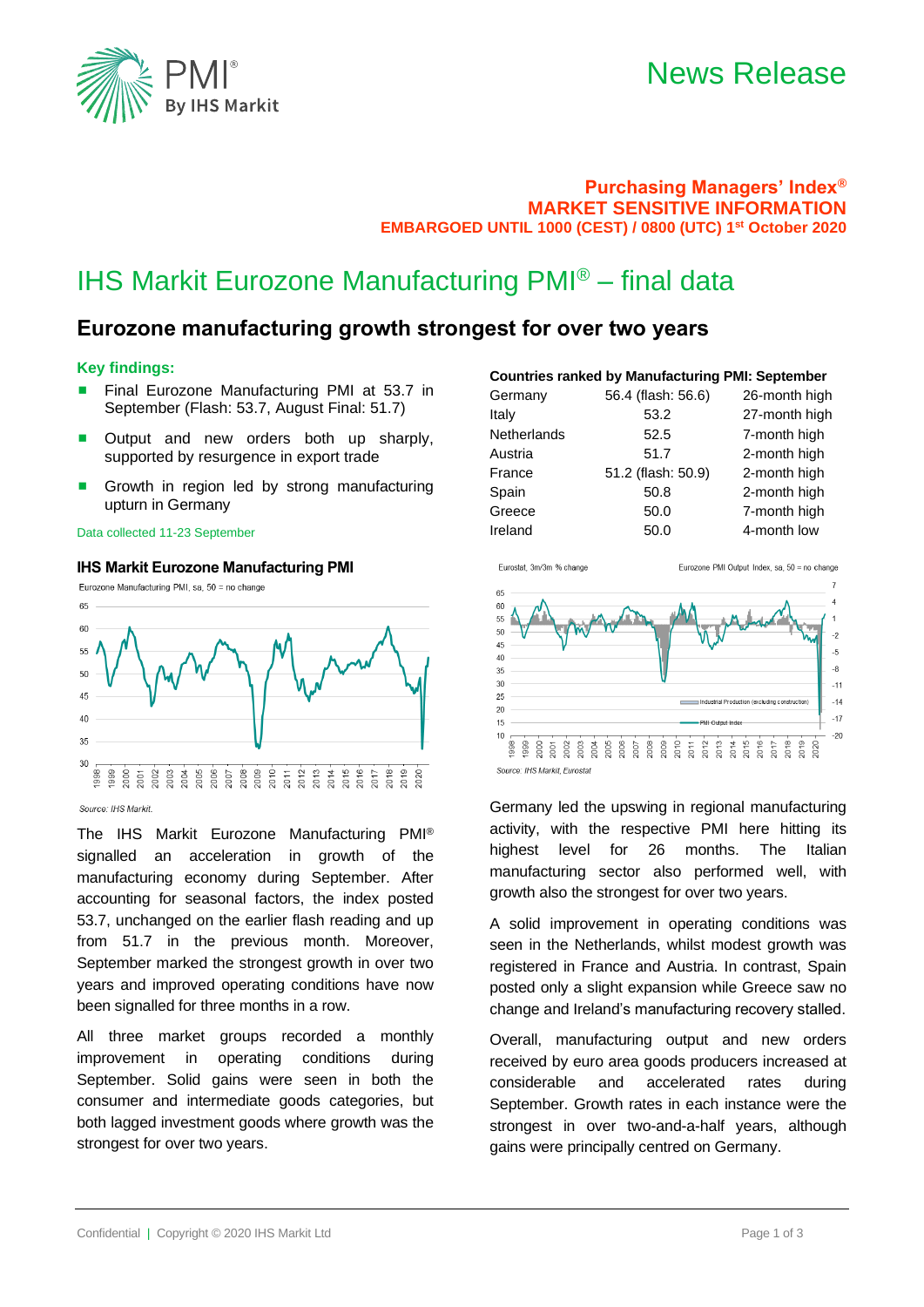News Release

**Purchasing Managers' Index®**
**MARKET SENSITIVE INFORMATION**
**EMBARGOED UNTIL 1000 (CEST) / 0800 (UTC) 1st October 2020**

# IHS Markit Eurozone Manufacturing PMI® – final data

## Eurozone manufacturing growth strongest for over two years

### Key findings:

- Final Eurozone Manufacturing PMI at 53.7 in September (Flash: 53.7, August Final: 51.7)
- Output and new orders both up sharply, supported by resurgence in export trade
- Growth in region led by strong manufacturing upturn in Germany

Data collected 11-23 September

**IHS Markit Eurozone Manufacturing PMI**

Eurozone Manufacturing PMI, sa, 50 = no change

Source: IHS Markit.

The IHS Markit Eurozone Manufacturing PMI® signalled an acceleration in growth of the manufacturing economy during September. After accounting for seasonal factors, the index posted 53.7, unchanged on the earlier flash reading and up from 51.7 in the previous month. Moreover, September marked the strongest growth in over two years and improved operating conditions have now been signalled for three months in a row.

All three market groups recorded a monthly improvement in operating conditions during September. Solid gains were seen in both the consumer and intermediate goods categories, but both lagged investment goods where growth was the strongest for over two years.

**Countries ranked by Manufacturing PMI: September**

| | | |
|---|---|---|
| Germany | 56.4 (flash: 56.6) | 26-month high |
| Italy | 53.2 | 27-month high |
| Netherlands | 52.5 | 7-month high |
| Austria | 51.7 | 2-month high |
| France | 51.2 (flash: 50.9) | 2-month high |
| Spain | 50.8 | 2-month high |
| Greece | 50.0 | 7-month high |
| Ireland | 50.0 | 4-month low |

Eurostat, 3m/3m % change — Eurozone PMI Output Index, sa, 50 = no change

Source: IHS Markit, Eurostat

Germany led the upswing in regional manufacturing activity, with the respective PMI here hitting its highest level for 26 months. The Italian manufacturing sector also performed well, with growth also the strongest for over two years.

A solid improvement in operating conditions was seen in the Netherlands, whilst modest growth was registered in France and Austria. In contrast, Spain posted only a slight expansion while Greece saw no change and Ireland's manufacturing recovery stalled.

Overall, manufacturing output and new orders received by euro area goods producers increased at considerable and accelerated rates during September. Growth rates in each instance were the strongest in over two-and-a-half years, although gains were principally centred on Germany.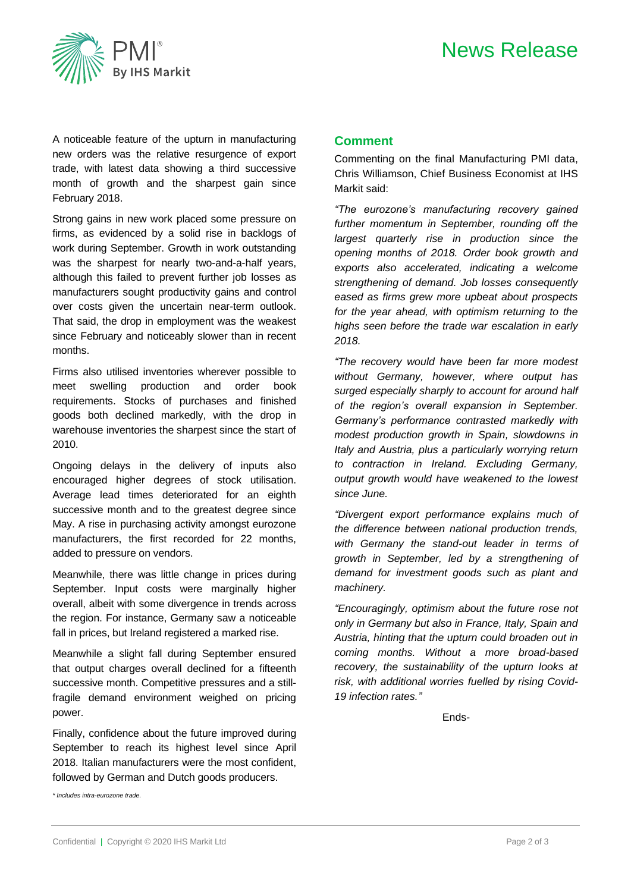A noticeable feature of the upturn in manufacturing new orders was the relative resurgence of export trade, with latest data showing a third successive month of growth and the sharpest gain since February 2018.

Strong gains in new work placed some pressure on firms, as evidenced by a solid rise in backlogs of work during September. Growth in work outstanding was the sharpest for nearly two-and-a-half years, although this failed to prevent further job losses as manufacturers sought productivity gains and control over costs given the uncertain near-term outlook. That said, the drop in employment was the weakest since February and noticeably slower than in recent months.

Firms also utilised inventories wherever possible to meet swelling production and order book requirements. Stocks of purchases and finished goods both declined markedly, with the drop in warehouse inventories the sharpest since the start of 2010.

Ongoing delays in the delivery of inputs also encouraged higher degrees of stock utilisation. Average lead times deteriorated for an eighth successive month and to the greatest degree since May. A rise in purchasing activity amongst eurozone manufacturers, the first recorded for 22 months, added to pressure on vendors.

Meanwhile, there was little change in prices during September. Input costs were marginally higher overall, albeit with some divergence in trends across the region. For instance, Germany saw a noticeable fall in prices, but Ireland registered a marked rise.

Meanwhile a slight fall during September ensured that output charges overall declined for a fifteenth successive month. Competitive pressures and a still-fragile demand environment weighed on pricing power.

Finally, confidence about the future improved during September to reach its highest level since April 2018. Italian manufacturers were the most confident, followed by German and Dutch goods producers.

*\* Includes intra-eurozone trade.*

## Comment

Commenting on the final Manufacturing PMI data, Chris Williamson, Chief Business Economist at IHS Markit said:

*"The eurozone's manufacturing recovery gained further momentum in September, rounding off the largest quarterly rise in production since the opening months of 2018. Order book growth and exports also accelerated, indicating a welcome strengthening of demand. Job losses consequently eased as firms grew more upbeat about prospects for the year ahead, with optimism returning to the highs seen before the trade war escalation in early 2018.*

*"The recovery would have been far more modest without Germany, however, where output has surged especially sharply to account for around half of the region's overall expansion in September. Germany's performance contrasted markedly with modest production growth in Spain, slowdowns in Italy and Austria, plus a particularly worrying return to contraction in Ireland. Excluding Germany, output growth would have weakened to the lowest since June.*

*"Divergent export performance explains much of the difference between national production trends, with Germany the stand-out leader in terms of growth in September, led by a strengthening of demand for investment goods such as plant and machinery.*

*"Encouragingly, optimism about the future rose not only in Germany but also in France, Italy, Spain and Austria, hinting that the upturn could broaden out in coming months. Without a more broad-based recovery, the sustainability of the upturn looks at risk, with additional worries fuelled by rising Covid-19 infection rates."*

Ends-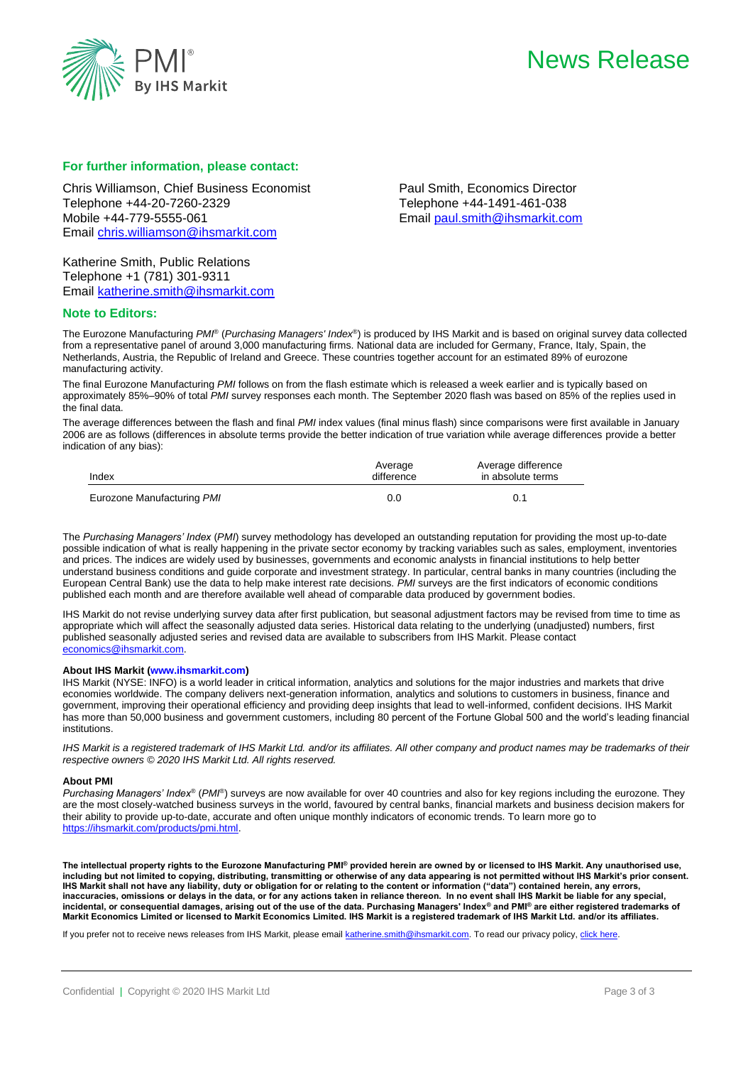# News Release

### For further information, please contact:

Chris Williamson, Chief Business Economist
Telephone +44-20-7260-2329
Mobile +44-779-5555-061
Email chris.williamson@ihsmarkit.com

Paul Smith, Economics Director
Telephone +44-1491-461-038
Email paul.smith@ihsmarkit.com

Katherine Smith, Public Relations
Telephone +1 (781) 301-9311
Email katherine.smith@ihsmarkit.com

### Note to Editors:

The Eurozone Manufacturing *PMI*® (*Purchasing Managers' Index*®) is produced by IHS Markit and is based on original survey data collected from a representative panel of around 3,000 manufacturing firms. National data are included for Germany, France, Italy, Spain, the Netherlands, Austria, the Republic of Ireland and Greece. These countries together account for an estimated 89% of eurozone manufacturing activity.

The final Eurozone Manufacturing *PMI* follows on from the flash estimate which is released a week earlier and is typically based on approximately 85%–90% of total *PMI* survey responses each month. The September 2020 flash was based on 85% of the replies used in the final data.

The average differences between the flash and final *PMI* index values (final minus flash) since comparisons were first available in January 2006 are as follows (differences in absolute terms provide the better indication of true variation while average differences provide a better indication of any bias):

| Index | Average difference | Average difference in absolute terms |
|---|---|---|
| Eurozone Manufacturing *PMI* | 0.0 | 0.1 |

The *Purchasing Managers' Index* (*PMI*) survey methodology has developed an outstanding reputation for providing the most up-to-date possible indication of what is really happening in the private sector economy by tracking variables such as sales, employment, inventories and prices. The indices are widely used by businesses, governments and economic analysts in financial institutions to help better understand business conditions and guide corporate and investment strategy. In particular, central banks in many countries (including the European Central Bank) use the data to help make interest rate decisions. *PMI* surveys are the first indicators of economic conditions published each month and are therefore available well ahead of comparable data produced by government bodies.

IHS Markit do not revise underlying survey data after first publication, but seasonal adjustment factors may be revised from time to time as appropriate which will affect the seasonally adjusted data series. Historical data relating to the underlying (unadjusted) numbers, first published seasonally adjusted series and revised data are available to subscribers from IHS Markit. Please contact economics@ihsmarkit.com.

**About IHS Markit (www.ihsmarkit.com)**

IHS Markit (NYSE: INFO) is a world leader in critical information, analytics and solutions for the major industries and markets that drive economies worldwide. The company delivers next-generation information, analytics and solutions to customers in business, finance and government, improving their operational efficiency and providing deep insights that lead to well-informed, confident decisions. IHS Markit has more than 50,000 business and government customers, including 80 percent of the Fortune Global 500 and the world's leading financial institutions.

*IHS Markit is a registered trademark of IHS Markit Ltd. and/or its affiliates. All other company and product names may be trademarks of their respective owners © 2020 IHS Markit Ltd. All rights reserved.*

**About PMI**

*Purchasing Managers' Index*® (*PMI*®) surveys are now available for over 40 countries and also for key regions including the eurozone. They are the most closely-watched business surveys in the world, favoured by central banks, financial markets and business decision makers for their ability to provide up-to-date, accurate and often unique monthly indicators of economic trends. To learn more go to https://ihsmarkit.com/products/pmi.html.

**The intellectual property rights to the Eurozone Manufacturing PMI® provided herein are owned by or licensed to IHS Markit. Any unauthorised use, including but not limited to copying, distributing, transmitting or otherwise of any data appearing is not permitted without IHS Markit's prior consent. IHS Markit shall not have any liability, duty or obligation for or relating to the content or information ("data") contained herein, any errors, inaccuracies, omissions or delays in the data, or for any actions taken in reliance thereon. In no event shall IHS Markit be liable for any special, incidental, or consequential damages, arising out of the use of the data. Purchasing Managers' Index® and PMI® are either registered trademarks of Markit Economics Limited or licensed to Markit Economics Limited. IHS Markit is a registered trademark of IHS Markit Ltd. and/or its affiliates.**

If you prefer not to receive news releases from IHS Markit, please email katherine.smith@ihsmarkit.com. To read our privacy policy, click here.